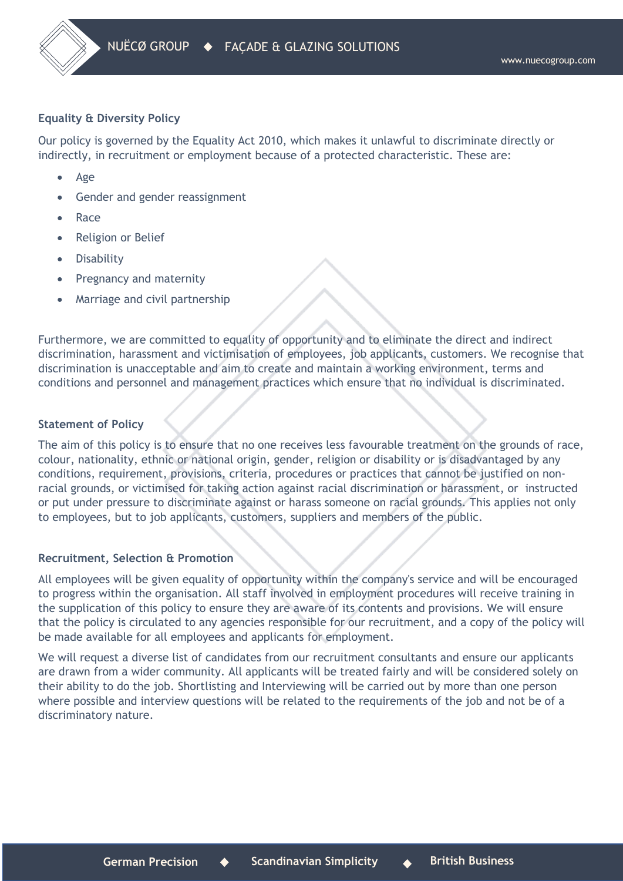**Equality & Diversity Policy**

Our policy is governed by the Equality Act 2010, which makes it unlawful to discriminate directly or indirectly, in recruitment or employment because of a protected characteristic. These are:

- Age
- Gender and gender reassignment
- Race
- Religion or Belief
- Disability
- Pregnancy and maternity
- Marriage and civil partnership

Furthermore, we are committed to equality of opportunity and to eliminate the direct and indirect discrimination, harassment and victimisation of employees, job applicants, customers. We recognise that discrimination is unacceptable and aim to create and maintain a working environment, terms and conditions and personnel and management practices which ensure that no individual is discriminated.

**Statement of Policy**

The aim of this policy is to ensure that no one receives less favourable treatment on the grounds of race, colour, nationality, ethnic or national origin, gender, religion or disability or is disadvantaged by any conditions, requirement, provisions, criteria, procedures or practices that cannot be justified on non-racial grounds, or victimised for taking action against racial discrimination or harassment, or instructed or put under pressure to discriminate against or harass someone on racial grounds. This applies not only to employees, but to job applicants, customers, suppliers and members of the public.

**Recruitment, Selection & Promotion**

All employees will be given equality of opportunity within the company's service and will be encouraged to progress within the organisation. All staff involved in employment procedures will receive training in the supplication of this policy to ensure they are aware of its contents and provisions. We will ensure that the policy is circulated to any agencies responsible for our recruitment, and a copy of the policy will be made available for all employees and applicants for employment.

We will request a diverse list of candidates from our recruitment consultants and ensure our applicants are drawn from a wider community. All applicants will be treated fairly and will be considered solely on their ability to do the job. Shortlisting and Interviewing will be carried out by more than one person where possible and interview questions will be related to the requirements of the job and not be of a discriminatory nature.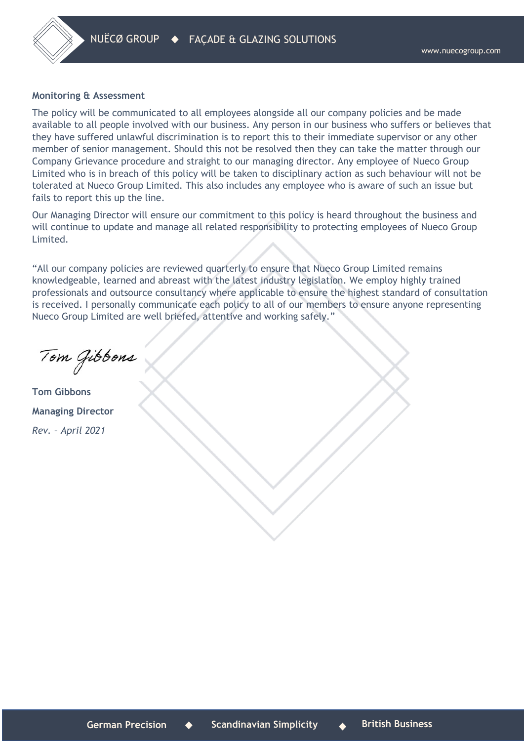**Monitoring & Assessment**

The policy will be communicated to all employees alongside all our company policies and be made available to all people involved with our business. Any person in our business who suffers or believes that they have suffered unlawful discrimination is to report this to their immediate supervisor or any other member of senior management. Should this not be resolved then they can take the matter through our Company Grievance procedure and straight to our managing director. Any employee of Nueco Group Limited who is in breach of this policy will be taken to disciplinary action as such behaviour will not be tolerated at Nueco Group Limited. This also includes any employee who is aware of such an issue but fails to report this up the line.

Our Managing Director will ensure our commitment to this policy is heard throughout the business and will continue to update and manage all related responsibility to protecting employees of Nueco Group Limited.

"All our company policies are reviewed quarterly to ensure that Nueco Group Limited remains knowledgeable, learned and abreast with the latest industry legislation. We employ highly trained professionals and outsource consultancy where applicable to ensure the highest standard of consultation is received. I personally communicate each policy to all of our members to ensure anyone representing Nueco Group Limited are well briefed, attentive and working safely."

Tom Gibbons

**Tom Gibbons**

**Managing Director**

*Rev. – April 2021*